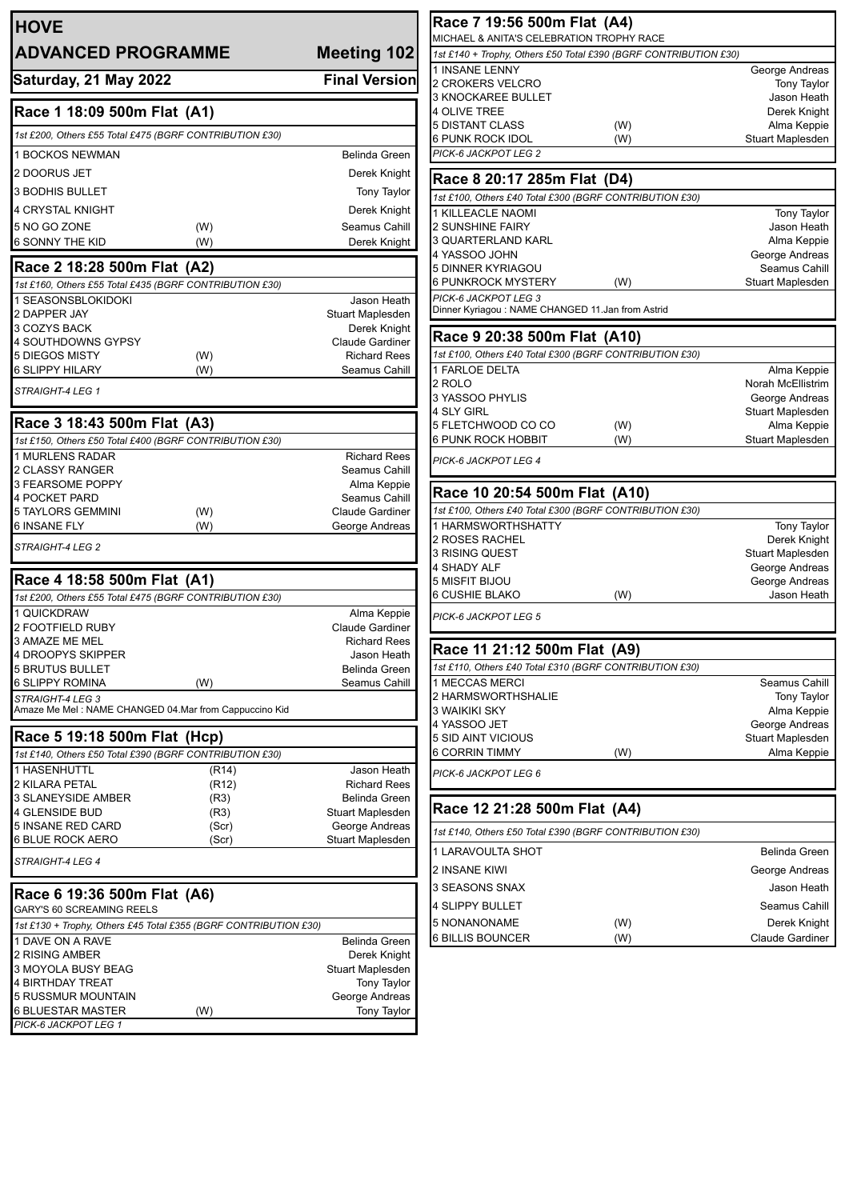# HOVE

## ADVANCED PROGRAMME — Meeting 102

**Saturday, 21 May 2022** — **Final Version**

### Race 1 18:09 500m Flat (A1)

*1st £200, Others £55 Total £475 (BGRF CONTRIBUTION £30)*

| Trap / Dog | | Trainer |
|---|---|---|
| 1 BOCKOS NEWMAN | | Belinda Green |
| 2 DOORUS JET | | Derek Knight |
| 3 BODHIS BULLET | | Tony Taylor |
| 4 CRYSTAL KNIGHT | | Derek Knight |
| 5 NO GO ZONE | (W) | Seamus Cahill |
| 6 SONNY THE KID | (W) | Derek Knight |

### Race 2 18:28 500m Flat (A2)

*1st £160, Others £55 Total £435 (BGRF CONTRIBUTION £30)*

| Trap / Dog | | Trainer |
|---|---|---|
| 1 SEASONSBLOKIDOKI | | Jason Heath |
| 2 DAPPER JAY | | Stuart Maplesden |
| 3 COZYS BACK | | Derek Knight |
| 4 SOUTHDOWNS GYPSY | | Claude Gardiner |
| 5 DIEGOS MISTY | (W) | Richard Rees |
| 6 SLIPPY HILARY | (W) | Seamus Cahill |

*STRAIGHT-4 LEG 1*

### Race 3 18:43 500m Flat (A3)

*1st £150, Others £50 Total £400 (BGRF CONTRIBUTION £30)*

| Trap / Dog | | Trainer |
|---|---|---|
| 1 MURLENS RADAR | | Richard Rees |
| 2 CLASSY RANGER | | Seamus Cahill |
| 3 FEARSOME POPPY | | Alma Keppie |
| 4 POCKET PARD | | Seamus Cahill |
| 5 TAYLORS GEMMINI | (W) | Claude Gardiner |
| 6 INSANE FLY | (W) | George Andreas |

*STRAIGHT-4 LEG 2*

### Race 4 18:58 500m Flat (A1)

*1st £200, Others £55 Total £475 (BGRF CONTRIBUTION £30)*

| Trap / Dog | | Trainer |
|---|---|---|
| 1 QUICKDRAW | | Alma Keppie |
| 2 FOOTFIELD RUBY | | Claude Gardiner |
| 3 AMAZE ME MEL | | Richard Rees |
| 4 DROOPYS SKIPPER | | Jason Heath |
| 5 BRUTUS BULLET | | Belinda Green |
| 6 SLIPPY ROMINA | (W) | Seamus Cahill |

*STRAIGHT-4 LEG 3*

Amaze Me Mel : NAME CHANGED 04.Mar from Cappuccino Kid

### Race 5 19:18 500m Flat (Hcp)

*1st £140, Others £50 Total £390 (BGRF CONTRIBUTION £30)*

| Trap / Dog | | Trainer |
|---|---|---|
| 1 HASENHUTTL | (R14) | Jason Heath |
| 2 KILARA PETAL | (R12) | Richard Rees |
| 3 SLANEYSIDE AMBER | (R3) | Belinda Green |
| 4 GLENSIDE BUD | (R3) | Stuart Maplesden |
| 5 INSANE RED CARD | (Scr) | George Andreas |
| 6 BLUE ROCK AERO | (Scr) | Stuart Maplesden |

*STRAIGHT-4 LEG 4*

### Race 6 19:36 500m Flat (A6)

GARY'S 60 SCREAMING REELS

*1st £130 + Trophy, Others £45 Total £355 (BGRF CONTRIBUTION £30)*

| Trap / Dog | | Trainer |
|---|---|---|
| 1 DAVE ON A RAVE | | Belinda Green |
| 2 RISING AMBER | | Derek Knight |
| 3 MOYOLA BUSY BEAG | | Stuart Maplesden |
| 4 BIRTHDAY TREAT | | Tony Taylor |
| 5 RUSSMUR MOUNTAIN | | George Andreas |
| 6 BLUESTAR MASTER | (W) | Tony Taylor |

*PICK-6 JACKPOT LEG 1*

### Race 7 19:56 500m Flat (A4)

MICHAEL & ANITA'S CELEBRATION TROPHY RACE

*1st £140 + Trophy, Others £50 Total £390 (BGRF CONTRIBUTION £30)*

| Trap / Dog | | Trainer |
|---|---|---|
| 1 INSANE LENNY | | George Andreas |
| 2 CROKERS VELCRO | | Tony Taylor |
| 3 KNOCKAREE BULLET | | Jason Heath |
| 4 OLIVE TREE | | Derek Knight |
| 5 DISTANT CLASS | (W) | Alma Keppie |
| 6 PUNK ROCK IDOL | (W) | Stuart Maplesden |

*PICK-6 JACKPOT LEG 2*

### Race 8 20:17 285m Flat (D4)

*1st £100, Others £40 Total £300 (BGRF CONTRIBUTION £30)*

| Trap / Dog | | Trainer |
|---|---|---|
| 1 KILLEACLE NAOMI | | Tony Taylor |
| 2 SUNSHINE FAIRY | | Jason Heath |
| 3 QUARTERLAND KARL | | Alma Keppie |
| 4 YASSOO JOHN | | George Andreas |
| 5 DINNER KYRIAGOU | | Seamus Cahill |
| 6 PUNKROCK MYSTERY | (W) | Stuart Maplesden |

*PICK-6 JACKPOT LEG 3*

Dinner Kyriagou : NAME CHANGED 11.Jan from Astrid

### Race 9 20:38 500m Flat (A10)

*1st £100, Others £40 Total £300 (BGRF CONTRIBUTION £30)*

| Trap / Dog | | Trainer |
|---|---|---|
| 1 FARLOE DELTA | | Alma Keppie |
| 2 ROLO | | Norah McEllistrim |
| 3 YASSOO PHYLIS | | George Andreas |
| 4 SLY GIRL | | Stuart Maplesden |
| 5 FLETCHWOOD CO CO | (W) | Alma Keppie |
| 6 PUNK ROCK HOBBIT | (W) | Stuart Maplesden |

*PICK-6 JACKPOT LEG 4*

### Race 10 20:54 500m Flat (A10)

*1st £100, Others £40 Total £300 (BGRF CONTRIBUTION £30)*

| Trap / Dog | | Trainer |
|---|---|---|
| 1 HARMSWORTHSHATTY | | Tony Taylor |
| 2 ROSES RACHEL | | Derek Knight |
| 3 RISING QUEST | | Stuart Maplesden |
| 4 SHADY ALF | | George Andreas |
| 5 MISFIT BIJOU | | George Andreas |
| 6 CUSHIE BLAKO | (W) | Jason Heath |

*PICK-6 JACKPOT LEG 5*

### Race 11 21:12 500m Flat (A9)

*1st £110, Others £40 Total £310 (BGRF CONTRIBUTION £30)*

| Trap / Dog | | Trainer |
|---|---|---|
| 1 MECCAS MERCI | | Seamus Cahill |
| 2 HARMSWORTHSHALIE | | Tony Taylor |
| 3 WAIKIKI SKY | | Alma Keppie |
| 4 YASSOO JET | | George Andreas |
| 5 SID AINT VICIOUS | | Stuart Maplesden |
| 6 CORRIN TIMMY | (W) | Alma Keppie |

*PICK-6 JACKPOT LEG 6*

### Race 12 21:28 500m Flat (A4)

*1st £140, Others £50 Total £390 (BGRF CONTRIBUTION £30)*

| Trap / Dog | | Trainer |
|---|---|---|
| 1 LARAVOULTA SHOT | | Belinda Green |
| 2 INSANE KIWI | | George Andreas |
| 3 SEASONS SNAX | | Jason Heath |
| 4 SLIPPY BULLET | | Seamus Cahill |
| 5 NONANONAME | (W) | Derek Knight |
| 6 BILLIS BOUNCER | (W) | Claude Gardiner |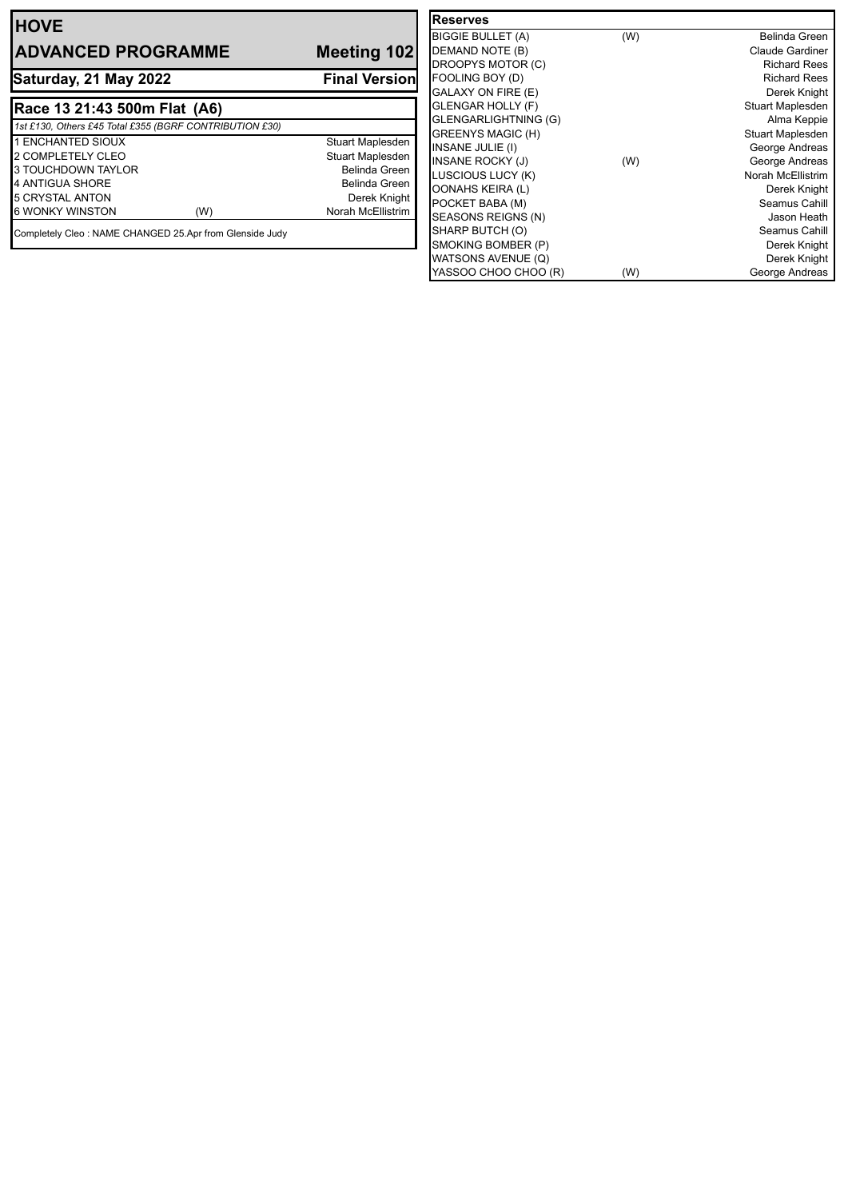# HOVE

## ADVANCED PROGRAMME — Meeting 102

**Saturday, 21 May 2022** — **Final Version**

### Race 13 21:43 500m Flat (A6)

*1st £130, Others £45 Total £355 (BGRF CONTRIBUTION £30)*

| | | |
|---|---|---|
| 1 ENCHANTED SIOUX | | Stuart Maplesden |
| 2 COMPLETELY CLEO | | Stuart Maplesden |
| 3 TOUCHDOWN TAYLOR | | Belinda Green |
| 4 ANTIGUA SHORE | | Belinda Green |
| 5 CRYSTAL ANTON | | Derek Knight |
| 6 WONKY WINSTON | (W) | Norah McEllistrim |

Completely Cleo : NAME CHANGED 25.Apr from Glenside Judy

### Reserves

| | | |
|---|---|---|
| BIGGIE BULLET (A) | (W) | Belinda Green |
| DEMAND NOTE (B) | | Claude Gardiner |
| DROOPYS MOTOR (C) | | Richard Rees |
| FOOLING BOY (D) | | Richard Rees |
| GALAXY ON FIRE (E) | | Derek Knight |
| GLENGAR HOLLY (F) | | Stuart Maplesden |
| GLENGARLIGHTNING (G) | | Alma Keppie |
| GREENYS MAGIC (H) | | Stuart Maplesden |
| INSANE JULIE (I) | | George Andreas |
| INSANE ROCKY (J) | (W) | George Andreas |
| LUSCIOUS LUCY (K) | | Norah McEllistrim |
| OONAHS KEIRA (L) | | Derek Knight |
| POCKET BABA (M) | | Seamus Cahill |
| SEASONS REIGNS (N) | | Jason Heath |
| SHARP BUTCH (O) | | Seamus Cahill |
| SMOKING BOMBER (P) | | Derek Knight |
| WATSONS AVENUE (Q) | | Derek Knight |
| YASSOO CHOO CHOO (R) | (W) | George Andreas |